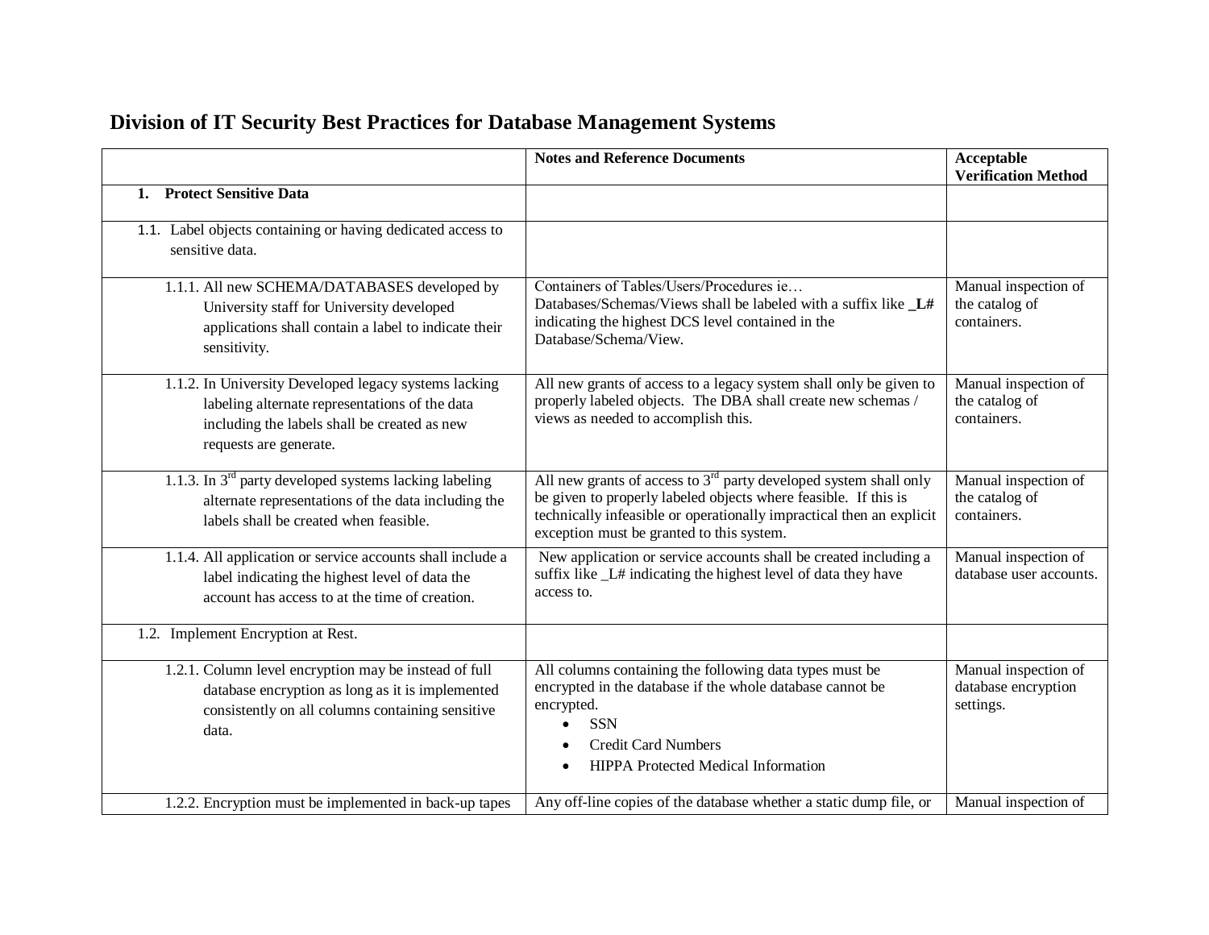# Division of IT Security Best Practices for Database Management Systems

| | Notes and Reference Documents | Acceptable Verification Method |
|---|---|---|
| **1. Protect Sensitive Data** | | |
| 1.1. Label objects containing or having dedicated access to sensitive data. | | |
| 1.1.1. All new SCHEMA/DATABASES developed by University staff for University developed applications shall contain a label to indicate their sensitivity. | Containers of Tables/Users/Procedures ie… Databases/Schemas/Views shall be labeled with a suffix like **_L#** indicating the highest DCS level contained in the Database/Schema/View. | Manual inspection of the catalog of containers. |
| 1.1.2. In University Developed legacy systems lacking labeling alternate representations of the data including the labels shall be created as new requests are generate. | All new grants of access to a legacy system shall only be given to properly labeled objects. The DBA shall create new schemas / views as needed to accomplish this. | Manual inspection of the catalog of containers. |
| 1.1.3. In 3rd party developed systems lacking labeling alternate representations of the data including the labels shall be created when feasible. | All new grants of access to 3rd party developed system shall only be given to properly labeled objects where feasible. If this is technically infeasible or operationally impractical then an explicit exception must be granted to this system. | Manual inspection of the catalog of containers. |
| 1.1.4. All application or service accounts shall include a label indicating the highest level of data the account has access to at the time of creation. | New application or service accounts shall be created including a suffix like _L# indicating the highest level of data they have access to. | Manual inspection of database user accounts. |
| 1.2. Implement Encryption at Rest. | | |
| 1.2.1. Column level encryption may be instead of full database encryption as long as it is implemented consistently on all columns containing sensitive data. | All columns containing the following data types must be encrypted in the database if the whole database cannot be encrypted.<br>• SSN<br>• Credit Card Numbers<br>• HIPPA Protected Medical Information | Manual inspection of database encryption settings. |
| 1.2.2. Encryption must be implemented in back-up tapes | Any off-line copies of the database whether a static dump file, or | Manual inspection of |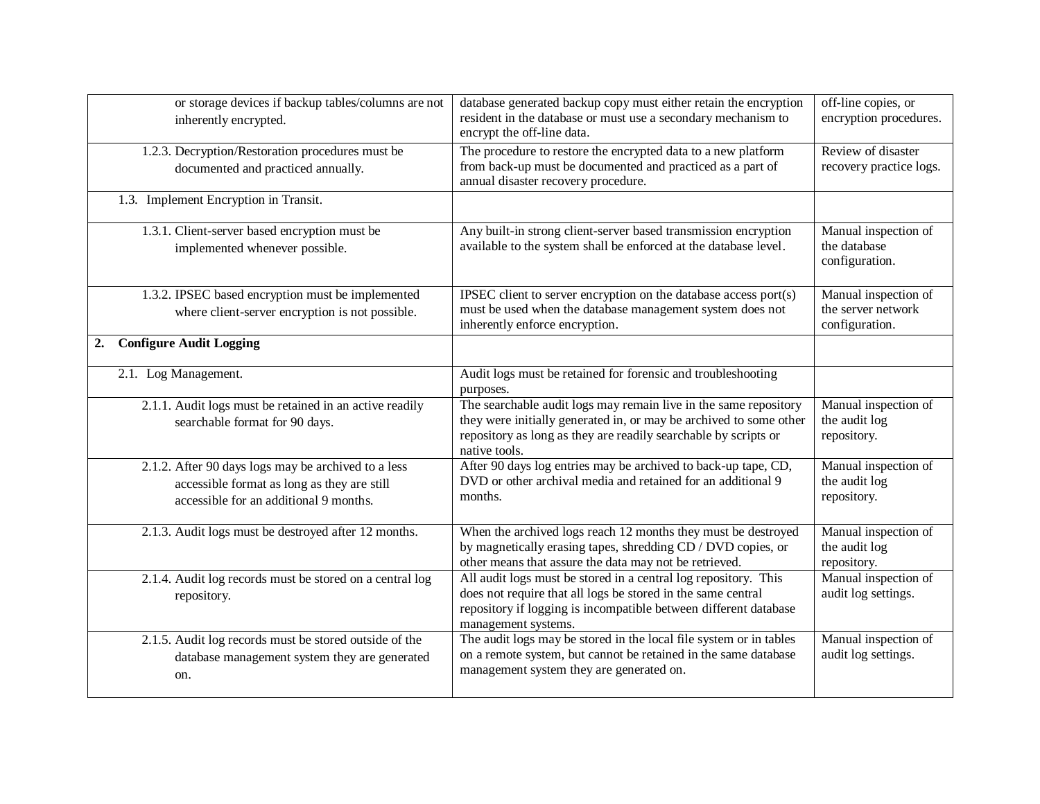| | | |
|---|---|---|
| or storage devices if backup tables/columns are not inherently encrypted. | database generated backup copy must either retain the encryption resident in the database or must use a secondary mechanism to encrypt the off-line data. | off-line copies, or encryption procedures. |
| 1.2.3. Decryption/Restoration procedures must be documented and practiced annually. | The procedure to restore the encrypted data to a new platform from back-up must be documented and practiced as a part of annual disaster recovery procedure. | Review of disaster recovery practice logs. |
| 1.3. Implement Encryption in Transit. | | |
| 1.3.1. Client-server based encryption must be implemented whenever possible. | Any built-in strong client-server based transmission encryption available to the system shall be enforced at the database level. | Manual inspection of the database configuration. |
| 1.3.2. IPSEC based encryption must be implemented where client-server encryption is not possible. | IPSEC client to server encryption on the database access port(s) must be used when the database management system does not inherently enforce encryption. | Manual inspection of the server network configuration. |
| **2. Configure Audit Logging** | | |
| 2.1. Log Management. | Audit logs must be retained for forensic and troubleshooting purposes. | |
| 2.1.1. Audit logs must be retained in an active readily searchable format for 90 days. | The searchable audit logs may remain live in the same repository they were initially generated in, or may be archived to some other repository as long as they are readily searchable by scripts or native tools. | Manual inspection of the audit log repository. |
| 2.1.2. After 90 days logs may be archived to a less accessible format as long as they are still accessible for an additional 9 months. | After 90 days log entries may be archived to back-up tape, CD, DVD or other archival media and retained for an additional 9 months. | Manual inspection of the audit log repository. |
| 2.1.3. Audit logs must be destroyed after 12 months. | When the archived logs reach 12 months they must be destroyed by magnetically erasing tapes, shredding CD / DVD copies, or other means that assure the data may not be retrieved. | Manual inspection of the audit log repository. |
| 2.1.4. Audit log records must be stored on a central log repository. | All audit logs must be stored in a central log repository. This does not require that all logs be stored in the same central repository if logging is incompatible between different database management systems. | Manual inspection of audit log settings. |
| 2.1.5. Audit log records must be stored outside of the database management system they are generated on. | The audit logs may be stored in the local file system or in tables on a remote system, but cannot be retained in the same database management system they are generated on. | Manual inspection of audit log settings. |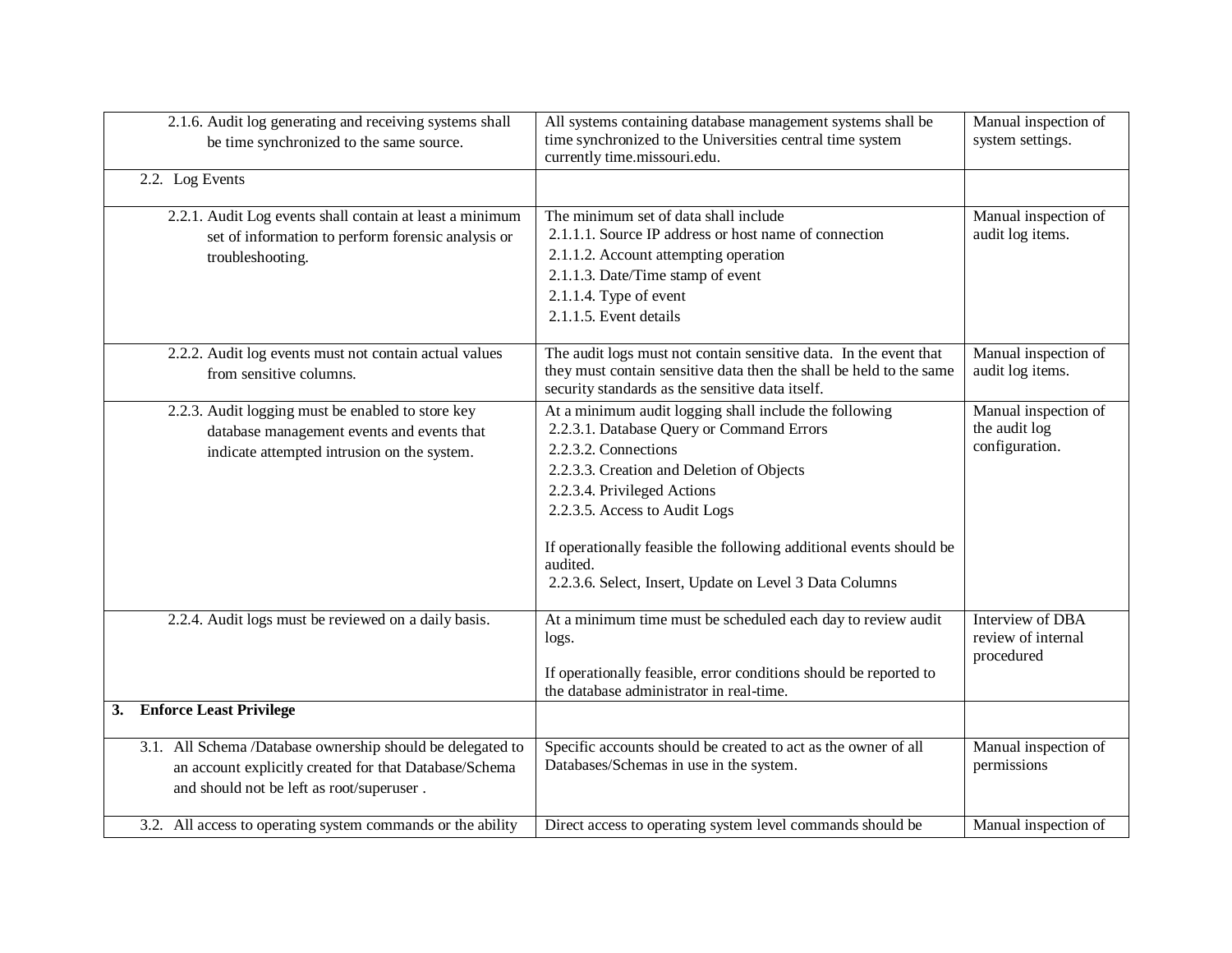| | | |
|---|---|---|
| 2.1.6. Audit log generating and receiving systems shall be time synchronized to the same source. | All systems containing database management systems shall be time synchronized to the Universities central time system currently time.missouri.edu. | Manual inspection of system settings. |
| 2.2. Log Events | | |
| 2.2.1. Audit Log events shall contain at least a minimum set of information to perform forensic analysis or troubleshooting. | The minimum set of data shall include<br>2.1.1.1. Source IP address or host name of connection<br>2.1.1.2. Account attempting operation<br>2.1.1.3. Date/Time stamp of event<br>2.1.1.4. Type of event<br>2.1.1.5. Event details | Manual inspection of audit log items. |
| 2.2.2. Audit log events must not contain actual values from sensitive columns. | The audit logs must not contain sensitive data. In the event that they must contain sensitive data then the shall be held to the same security standards as the sensitive data itself. | Manual inspection of audit log items. |
| 2.2.3. Audit logging must be enabled to store key database management events and events that indicate attempted intrusion on the system. | At a minimum audit logging shall include the following<br>2.2.3.1. Database Query or Command Errors<br>2.2.3.2. Connections<br>2.2.3.3. Creation and Deletion of Objects<br>2.2.3.4. Privileged Actions<br>2.2.3.5. Access to Audit Logs<br><br>If operationally feasible the following additional events should be audited.<br>2.2.3.6. Select, Insert, Update on Level 3 Data Columns | Manual inspection of the audit log configuration. |
| 2.2.4. Audit logs must be reviewed on a daily basis. | At a minimum time must be scheduled each day to review audit logs.<br><br>If operationally feasible, error conditions should be reported to the database administrator in real-time. | Interview of DBA review of internal procedured |
| **3. Enforce Least Privilege** | | |
| 3.1. All Schema /Database ownership should be delegated to an account explicitly created for that Database/Schema and should not be left as root/superuser . | Specific accounts should be created to act as the owner of all Databases/Schemas in use in the system. | Manual inspection of permissions |
| 3.2. All access to operating system commands or the ability | Direct access to operating system level commands should be | Manual inspection of |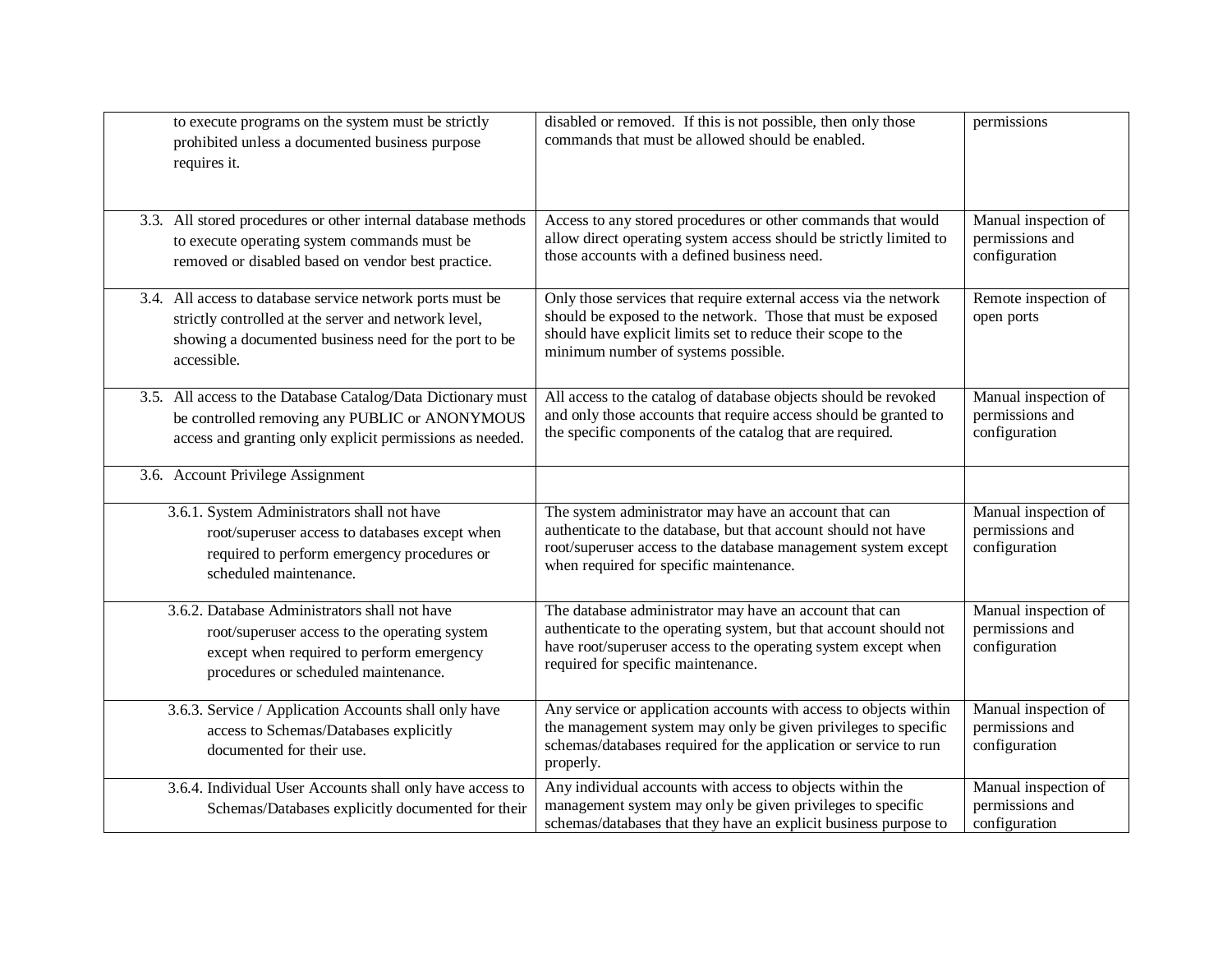| | | |
|---|---|---|
| to execute programs on the system must be strictly prohibited unless a documented business purpose requires it. | disabled or removed. If this is not possible, then only those commands that must be allowed should be enabled. | permissions |
| 3.3. All stored procedures or other internal database methods to execute operating system commands must be removed or disabled based on vendor best practice. | Access to any stored procedures or other commands that would allow direct operating system access should be strictly limited to those accounts with a defined business need. | Manual inspection of permissions and configuration |
| 3.4. All access to database service network ports must be strictly controlled at the server and network level, showing a documented business need for the port to be accessible. | Only those services that require external access via the network should be exposed to the network. Those that must be exposed should have explicit limits set to reduce their scope to the minimum number of systems possible. | Remote inspection of open ports |
| 3.5. All access to the Database Catalog/Data Dictionary must be controlled removing any PUBLIC or ANONYMOUS access and granting only explicit permissions as needed. | All access to the catalog of database objects should be revoked and only those accounts that require access should be granted to the specific components of the catalog that are required. | Manual inspection of permissions and configuration |
| 3.6. Account Privilege Assignment | | |
| 3.6.1. System Administrators shall not have root/superuser access to databases except when required to perform emergency procedures or scheduled maintenance. | The system administrator may have an account that can authenticate to the database, but that account should not have root/superuser access to the database management system except when required for specific maintenance. | Manual inspection of permissions and configuration |
| 3.6.2. Database Administrators shall not have root/superuser access to the operating system except when required to perform emergency procedures or scheduled maintenance. | The database administrator may have an account that can authenticate to the operating system, but that account should not have root/superuser access to the operating system except when required for specific maintenance. | Manual inspection of permissions and configuration |
| 3.6.3. Service / Application Accounts shall only have access to Schemas/Databases explicitly documented for their use. | Any service or application accounts with access to objects within the management system may only be given privileges to specific schemas/databases required for the application or service to run properly. | Manual inspection of permissions and configuration |
| 3.6.4. Individual User Accounts shall only have access to Schemas/Databases explicitly documented for their | Any individual accounts with access to objects within the management system may only be given privileges to specific schemas/databases that they have an explicit business purpose to | Manual inspection of permissions and configuration |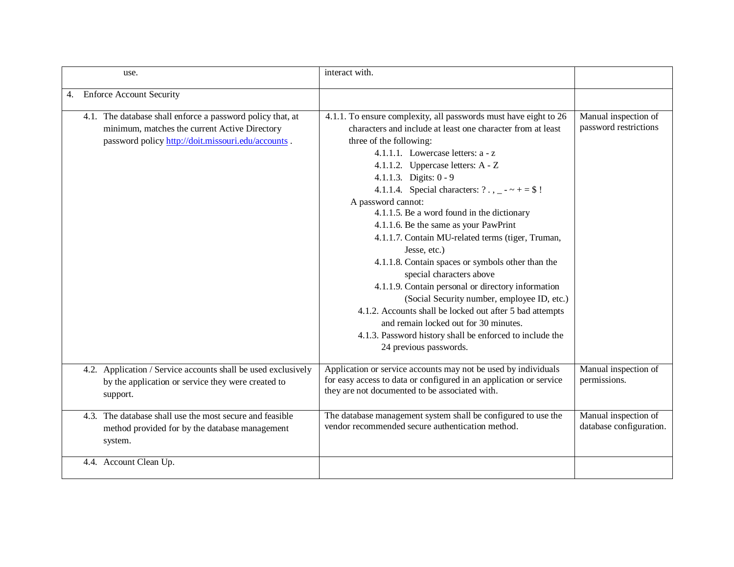| | | |
|---|---|---|
| use. | interact with. | |
| 4. Enforce Account Security | | |
| 4.1. The database shall enforce a password policy that, at minimum, matches the current Active Directory password policy [http://doit.missouri.edu/accounts](http://doit.missouri.edu/accounts) . | 4.1.1. To ensure complexity, all passwords must have eight to 26 characters and include at least one character from at least three of the following:<br>4.1.1.1. Lowercase letters: a - z<br>4.1.1.2. Uppercase letters: A - Z<br>4.1.1.3. Digits: 0 - 9<br>4.1.1.4. Special characters: ? . , _ - ~ + = $ !<br>A password cannot:<br>4.1.1.5. Be a word found in the dictionary<br>4.1.1.6. Be the same as your PawPrint<br>4.1.1.7. Contain MU-related terms (tiger, Truman, Jesse, etc.)<br>4.1.1.8. Contain spaces or symbols other than the special characters above<br>4.1.1.9. Contain personal or directory information (Social Security number, employee ID, etc.)<br>4.1.2. Accounts shall be locked out after 5 bad attempts and remain locked out for 30 minutes.<br>4.1.3. Password history shall be enforced to include the 24 previous passwords. | Manual inspection of password restrictions |
| 4.2. Application / Service accounts shall be used exclusively by the application or service they were created to support. | Application or service accounts may not be used by individuals for easy access to data or configured in an application or service they are not documented to be associated with. | Manual inspection of permissions. |
| 4.3. The database shall use the most secure and feasible method provided for by the database management system. | The database management system shall be configured to use the vendor recommended secure authentication method. | Manual inspection of database configuration. |
| 4.4. Account Clean Up. | | |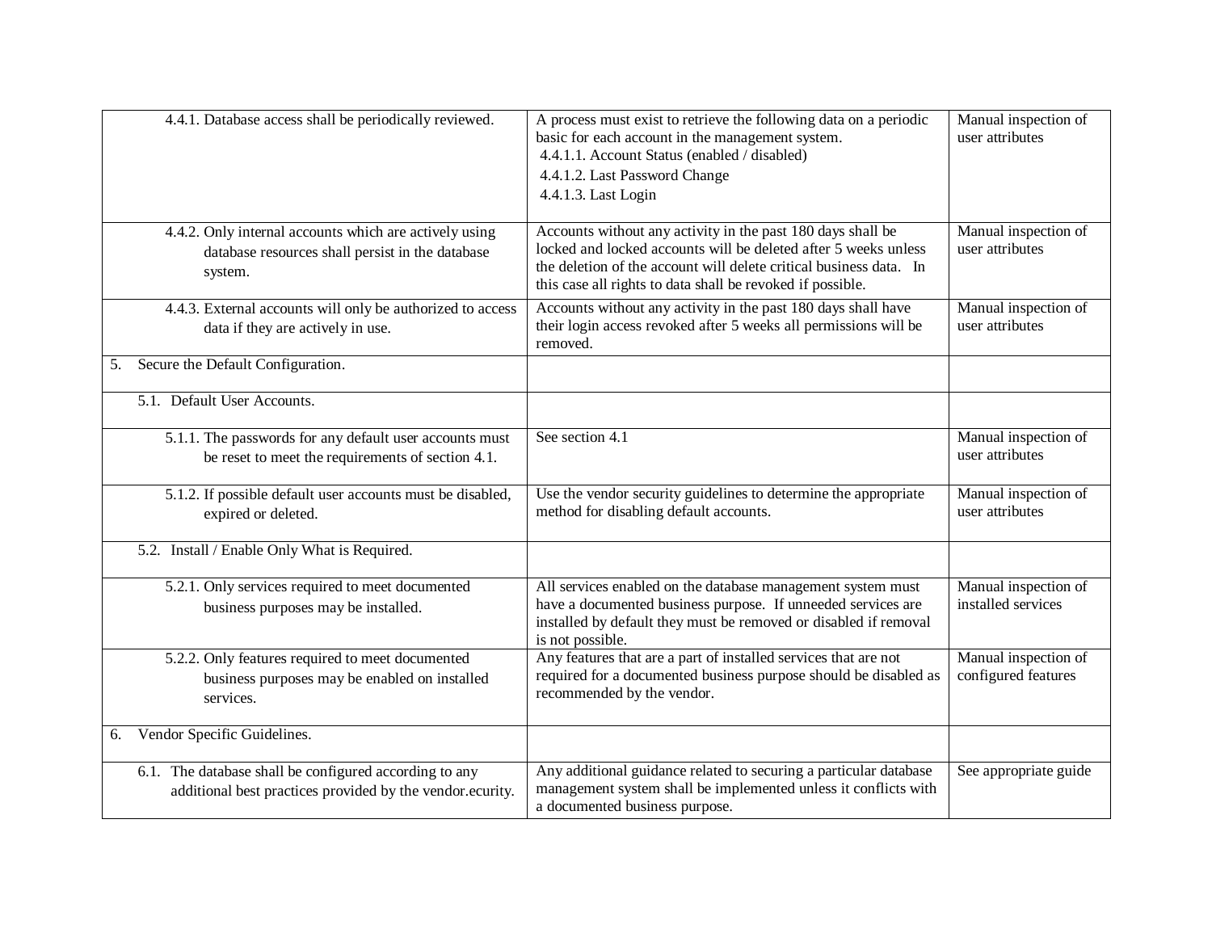| | | |
|---|---|---|
| 4.4.1. Database access shall be periodically reviewed. | A process must exist to retrieve the following data on a periodic basic for each account in the management system.<br>4.4.1.1. Account Status (enabled / disabled)<br>4.4.1.2. Last Password Change<br>4.4.1.3. Last Login | Manual inspection of user attributes |
| 4.4.2. Only internal accounts which are actively using database resources shall persist in the database system. | Accounts without any activity in the past 180 days shall be locked and locked accounts will be deleted after 5 weeks unless the deletion of the account will delete critical business data. In this case all rights to data shall be revoked if possible. | Manual inspection of user attributes |
| 4.4.3. External accounts will only be authorized to access data if they are actively in use. | Accounts without any activity in the past 180 days shall have their login access revoked after 5 weeks all permissions will be removed. | Manual inspection of user attributes |
| 5. Secure the Default Configuration. | | |
| 5.1. Default User Accounts. | | |
| 5.1.1. The passwords for any default user accounts must be reset to meet the requirements of section 4.1. | See section 4.1 | Manual inspection of user attributes |
| 5.1.2. If possible default user accounts must be disabled, expired or deleted. | Use the vendor security guidelines to determine the appropriate method for disabling default accounts. | Manual inspection of user attributes |
| 5.2. Install / Enable Only What is Required. | | |
| 5.2.1. Only services required to meet documented business purposes may be installed. | All services enabled on the database management system must have a documented business purpose. If unneeded services are installed by default they must be removed or disabled if removal is not possible. | Manual inspection of installed services |
| 5.2.2. Only features required to meet documented business purposes may be enabled on installed services. | Any features that are a part of installed services that are not required for a documented business purpose should be disabled as recommended by the vendor. | Manual inspection of configured features |
| 6. Vendor Specific Guidelines. | | |
| 6.1. The database shall be configured according to any additional best practices provided by the vendor.ecurity. | Any additional guidance related to securing a particular database management system shall be implemented unless it conflicts with a documented business purpose. | See appropriate guide |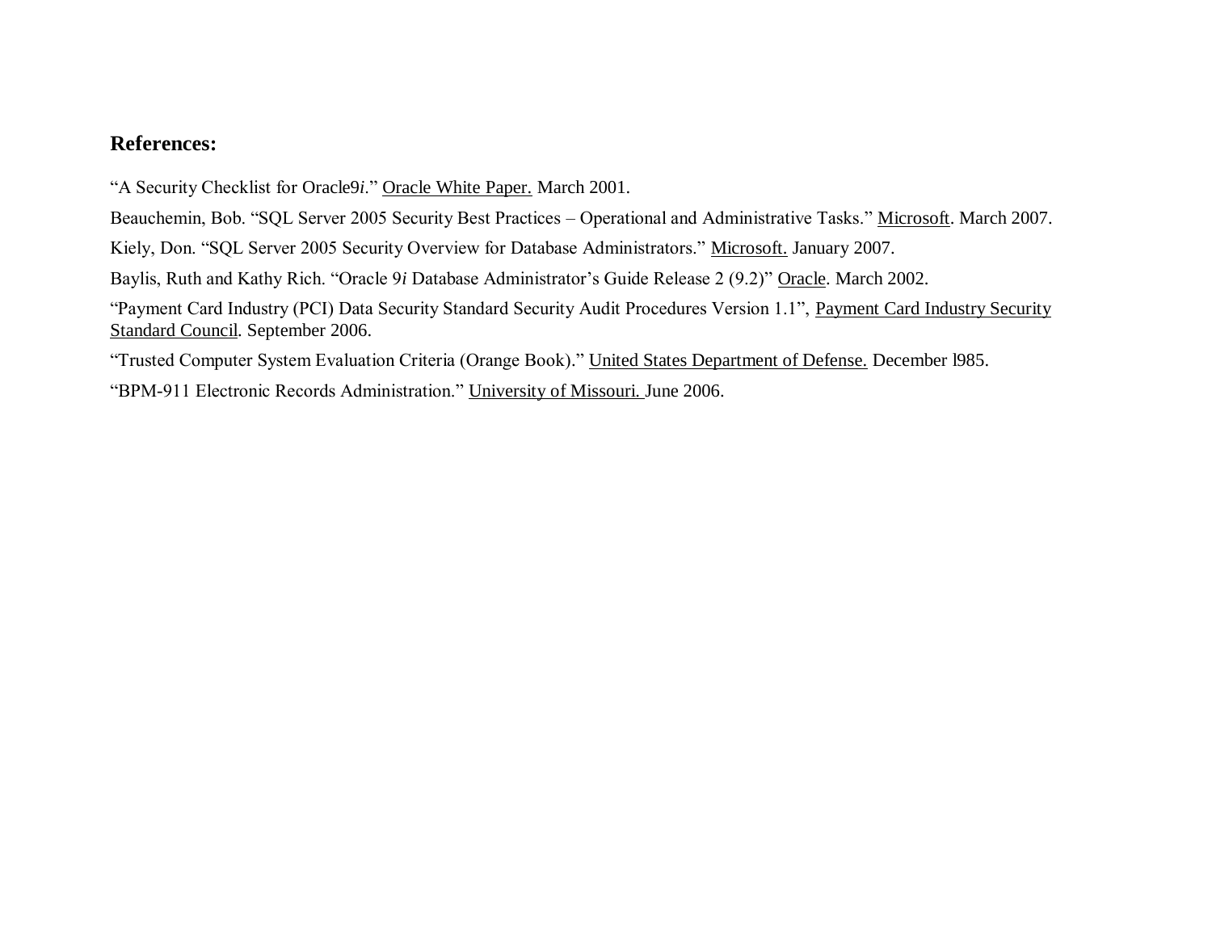## References:

“A Security Checklist for Oracle9*i*.” Oracle White Paper. March 2001.

Beauchemin, Bob. “SQL Server 2005 Security Best Practices – Operational and Administrative Tasks.” Microsoft. March 2007.

Kiely, Don. “SQL Server 2005 Security Overview for Database Administrators.” Microsoft. January 2007.

Baylis, Ruth and Kathy Rich. “Oracle 9*i* Database Administrator’s Guide Release 2 (9.2)” Oracle. March 2002.

“Payment Card Industry (PCI) Data Security Standard Security Audit Procedures Version 1.1”, Payment Card Industry Security Standard Council. September 2006.

“Trusted Computer System Evaluation Criteria (Orange Book).” United States Department of Defense. December l985.

“BPM-911 Electronic Records Administration.” University of Missouri. June 2006.